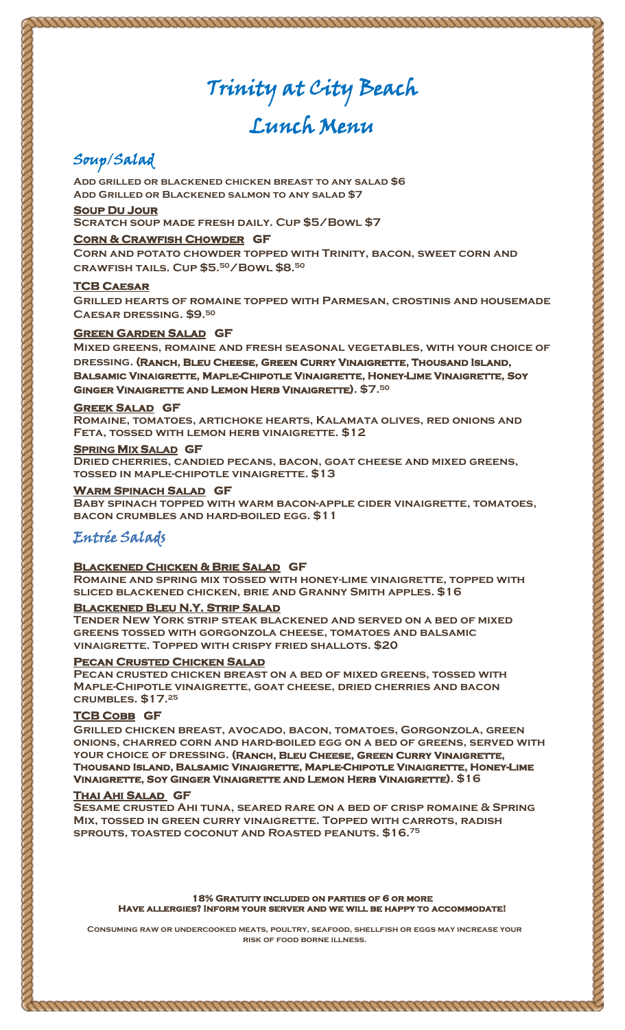# Trinity at City Beach

# Lunch Menu

## Soup/Salad

**Add grilled or blackened chicken breast to any salad $6**
**Add Grilled or Blackened salmon to any salad $7**

**Soup Du Jour**
Scratch soup made fresh daily. Cup $5/Bowl $7

**Corn & Crawfish Chowder GF**
Corn and potato chowder topped with Trinity, bacon, sweet corn and crawfish tails. Cup $5.50/Bowl $8.50

**TCB Caesar**
Grilled hearts of romaine topped with Parmesan, crostinis and housemade Caesar dressing. $9.50

**Green Garden Salad GF**
Mixed greens, romaine and fresh seasonal vegetables, with your choice of dressing. **(Ranch, Bleu Cheese, Green Curry Vinaigrette, Thousand Island, Balsamic Vinaigrette, Maple-Chipotle Vinaigrette, Honey-Lime Vinaigrette, Soy Ginger Vinaigrette and Lemon Herb Vinaigrette)**. $7.50

**Greek Salad GF**
Romaine, tomatoes, artichoke hearts, Kalamata olives, red onions and Feta, tossed with lemon herb vinaigrette. $12

**Spring Mix Salad GF**
Dried cherries, candied pecans, bacon, goat cheese and mixed greens, tossed in maple-chipotle vinaigrette. $13

**Warm Spinach Salad GF**
Baby spinach topped with warm bacon-apple cider vinaigrette, tomatoes, bacon crumbles and hard-boiled egg. $11

## Entrée Salads

**Blackened Chicken & Brie Salad GF**
Romaine and spring mix tossed with honey-lime vinaigrette, topped with sliced blackened chicken, brie and Granny Smith apples. $16

**Blackened Bleu N.Y. Strip Salad**
Tender New York strip steak blackened and served on a bed of mixed greens tossed with gorgonzola cheese, tomatoes and balsamic vinaigrette. Topped with crispy fried shallots. $20

**Pecan Crusted Chicken Salad**
Pecan crusted chicken breast on a bed of mixed greens, tossed with Maple-Chipotle vinaigrette, goat cheese, dried cherries and bacon crumbles. $17.25

**TCB Cobb GF**
Grilled chicken breast, avocado, bacon, tomatoes, Gorgonzola, green onions, charred corn and hard-boiled egg on a bed of greens, served with your choice of dressing. **(Ranch, Bleu Cheese, Green Curry Vinaigrette, Thousand Island, Balsamic Vinaigrette, Maple-Chipotle Vinaigrette, Honey-Lime Vinaigrette, Soy Ginger Vinaigrette and Lemon Herb Vinaigrette)**. $16

**Thai Ahi Salad GF**
Sesame crusted Ahi tuna, seared rare on a bed of crisp romaine & Spring Mix, tossed in green curry vinaigrette. Topped with carrots, radish sprouts, toasted coconut and Roasted peanuts. $16.75

**18% Gratuity included on parties of 6 or more**
**Have allergies? Inform your server and we will be happy to accommodate!**

Consuming raw or undercooked meats, poultry, seafood, shellfish or eggs may increase your risk of food borne illness.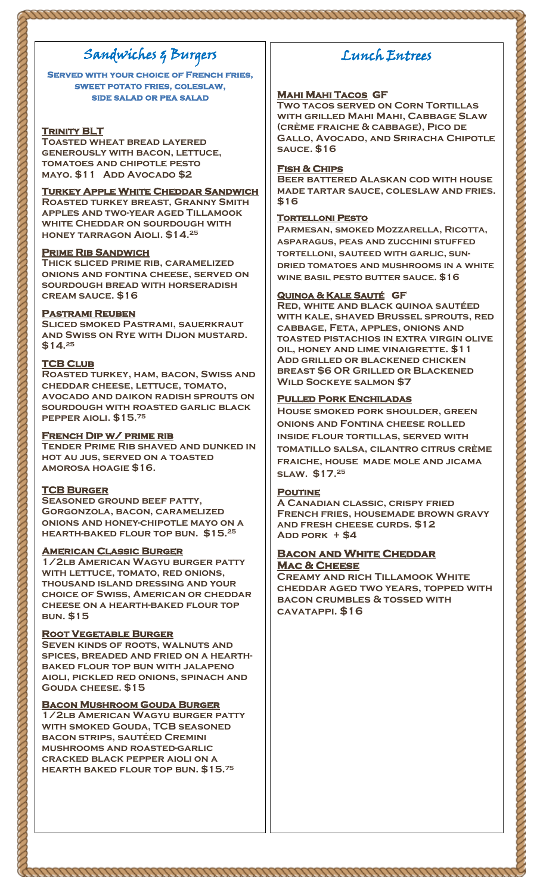## Sandwiches & Burgers

**Served with your choice of French fries, sweet potato fries, coleslaw, side salad or pea salad**

### Trinity BLT
Toasted wheat bread layered generously with bacon, lettuce, tomatoes and chipotle pesto mayo. $11 Add Avocado $2

### Turkey Apple White Cheddar Sandwich
Roasted turkey breast, Granny Smith apples and two-year aged Tillamook white Cheddar on sourdough with honey tarragon Aioli. $14.25

### Prime Rib Sandwich
Thick sliced prime rib, caramelized onions and fontina cheese, served on sourdough bread with horseradish cream sauce. $16

### Pastrami Reuben
Sliced smoked Pastrami, sauerkraut and Swiss on Rye with Dijon mustard. $14.25

### TCB Club
Roasted turkey, ham, bacon, Swiss and cheddar cheese, lettuce, tomato, avocado and daikon radish sprouts on sourdough with roasted garlic black pepper aioli. $15.75

### French Dip w/ prime rib
Tender Prime Rib shaved and dunked in hot au jus, served on a toasted amorosa hoagie $16.

### TCB Burger
Seasoned ground beef patty, Gorgonzola, bacon, caramelized onions and honey-chipotle mayo on a hearth-baked flour top bun. $15.25

### American Classic Burger
1/2lb American Wagyu burger patty with lettuce, tomato, red onions, thousand island dressing and your choice of Swiss, American or cheddar cheese on a hearth-baked flour top bun. $15

### Root Vegetable Burger
Seven kinds of roots, walnuts and spices, breaded and fried on a hearth-baked flour top bun with jalapeno aioli, pickled red onions, spinach and Gouda cheese. $15

### Bacon Mushroom Gouda Burger
1/2lb American Wagyu burger patty with smoked Gouda, TCB seasoned bacon strips, sautéed Cremini mushrooms and roasted-garlic cracked black pepper aioli on a hearth baked flour top bun. $15.75

## Lunch Entrees

### Mahi Mahi Tacos GF
Two tacos served on Corn Tortillas with grilled Mahi Mahi, Cabbage Slaw (crème fraiche & cabbage), Pico de Gallo, Avocado, and Sriracha Chipotle sauce. $16

### Fish & Chips
Beer battered Alaskan cod with house made tartar sauce, coleslaw and fries. $16

### Tortelloni Pesto
Parmesan, smoked Mozzarella, Ricotta, asparagus, peas and zucchini stuffed tortelloni, sauteed with garlic, sun-dried tomatoes and mushrooms in a white wine basil pesto butter sauce. $16

### Quinoa & Kale Sauté GF
Red, white and black quinoa sautéed with kale, shaved Brussel sprouts, red cabbage, Feta, apples, onions and toasted pistachios in extra virgin olive oil, honey and lime vinaigrette. $11
Add grilled or blackened chicken breast $6 OR Grilled or Blackened Wild Sockeye salmon $7

### Pulled Pork Enchiladas
House smoked pork shoulder, green onions and Fontina cheese rolled inside flour tortillas, served with tomatillo salsa, cilantro citrus crème fraiche, house made mole and jicama slaw. $17.25

### Poutine
A Canadian classic, crispy fried French fries, housemade brown gravy and fresh cheese curds. $12
Add pork + $4

### Bacon and White Cheddar Mac & Cheese
Creamy and rich Tillamook White cheddar aged two years, topped with bacon crumbles & tossed with cavatappi. $16